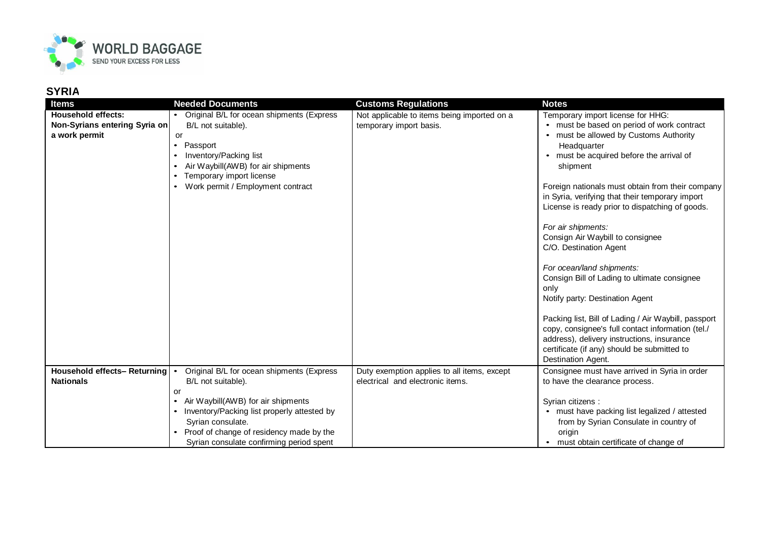## SYRIA

| Items | Needed Documents | Customs Regulations | Notes |
|---|---|---|---|
| **Household effects: Non-Syrians entering Syria on a work permit** | • Original B/L for ocean shipments (Express B/L not suitable).<br>or<br>• Passport<br>• Inventory/Packing list<br>• Air Waybill(AWB) for air shipments<br>• Temporary import license<br>• Work permit / Employment contract | Not applicable to items being imported on a temporary import basis. | Temporary import license for HHG:<br>• must be based on period of work contract<br>• must be allowed by Customs Authority Headquarter<br>• must be acquired before the arrival of shipment<br><br>Foreign nationals must obtain from their company in Syria, verifying that their temporary import License is ready prior to dispatching of goods.<br><br>*For air shipments:*<br>Consign Air Waybill to consignee C/O. Destination Agent<br><br>*For ocean/land shipments:*<br>Consign Bill of Lading to ultimate consignee only<br>Notify party: Destination Agent<br><br>Packing list, Bill of Lading / Air Waybill, passport copy, consignee's full contact information (tel./ address), delivery instructions, insurance certificate (if any) should be submitted to Destination Agent. |
| **Household effects– Returning Nationals** | • Original B/L for ocean shipments (Express B/L not suitable).<br>or<br>• Air Waybill(AWB) for air shipments<br>• Inventory/Packing list properly attested by Syrian consulate.<br>• Proof of change of residency made by the Syrian consulate confirming period spent | Duty exemption applies to all items, except electrical and electronic items. | Consignee must have arrived in Syria in order to have the clearance process.<br><br>Syrian citizens :<br>• must have packing list legalized / attested from by Syrian Consulate in country of origin<br>• must obtain certificate of change of |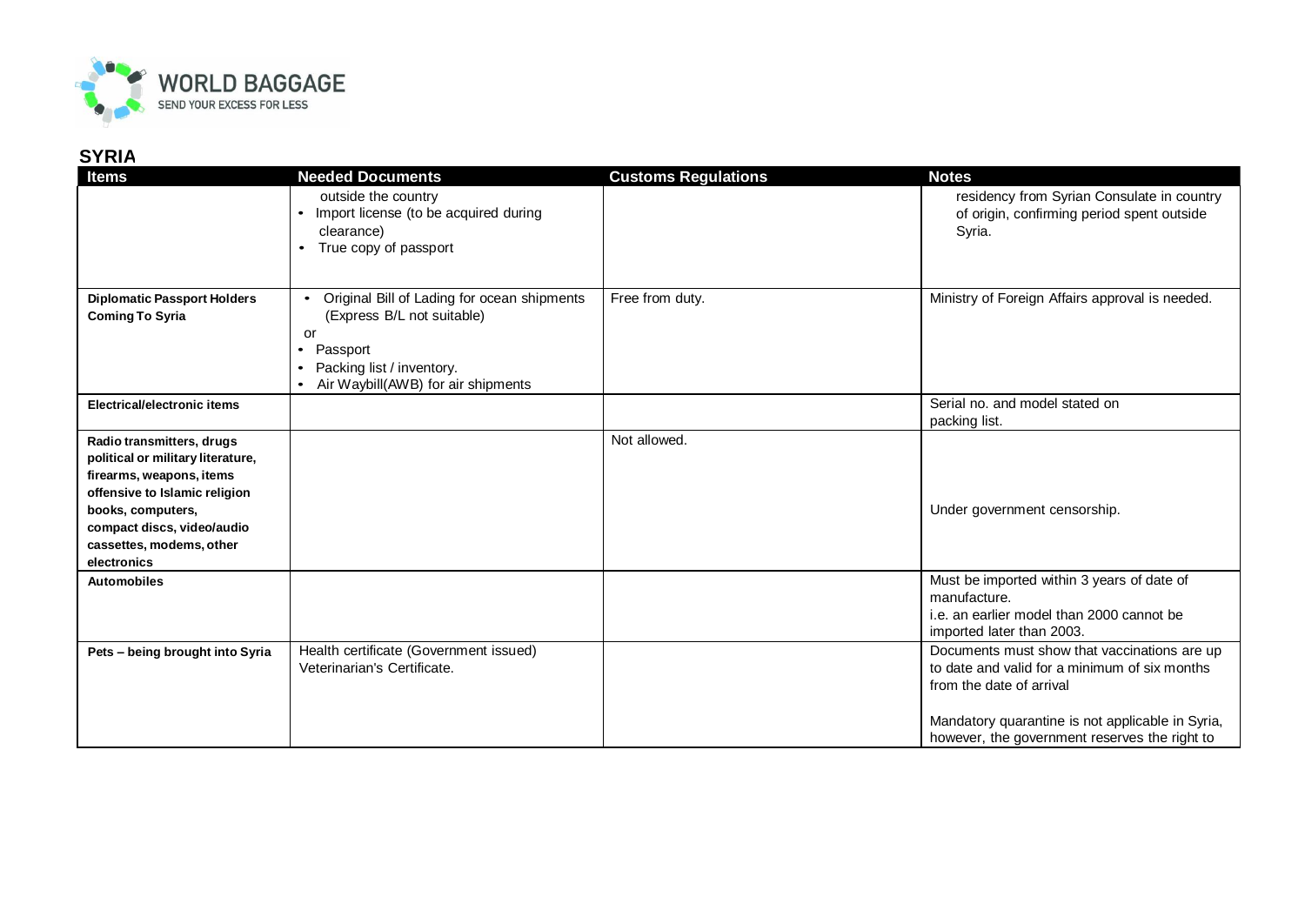## SYRIA

| Items | Needed Documents | Customs Regulations | Notes |
|---|---|---|---|
| | outside the country<br>• Import license (to be acquired during clearance)<br>• True copy of passport | | residency from Syrian Consulate in country of origin, confirming period spent outside Syria. |
| **Diplomatic Passport Holders Coming To Syria** | • Original Bill of Lading for ocean shipments (Express B/L not suitable)<br>or<br>• Passport<br>• Packing list / inventory.<br>• Air Waybill(AWB) for air shipments | Free from duty. | Ministry of Foreign Affairs approval is needed. |
| **Electrical/electronic items** | | | Serial no. and model stated on packing list. |
| **Radio transmitters, drugs political or military literature, firearms, weapons, items offensive to Islamic religion books, computers, compact discs, video/audio cassettes, modems, other electronics** | | Not allowed. | Under government censorship. |
| **Automobiles** | | | Must be imported within 3 years of date of manufacture.<br>i.e. an earlier model than 2000 cannot be imported later than 2003. |
| **Pets – being brought into Syria** | Health certificate (Government issued)<br>Veterinarian's Certificate. | | Documents must show that vaccinations are up to date and valid for a minimum of six months from the date of arrival<br><br>Mandatory quarantine is not applicable in Syria, however, the government reserves the right to |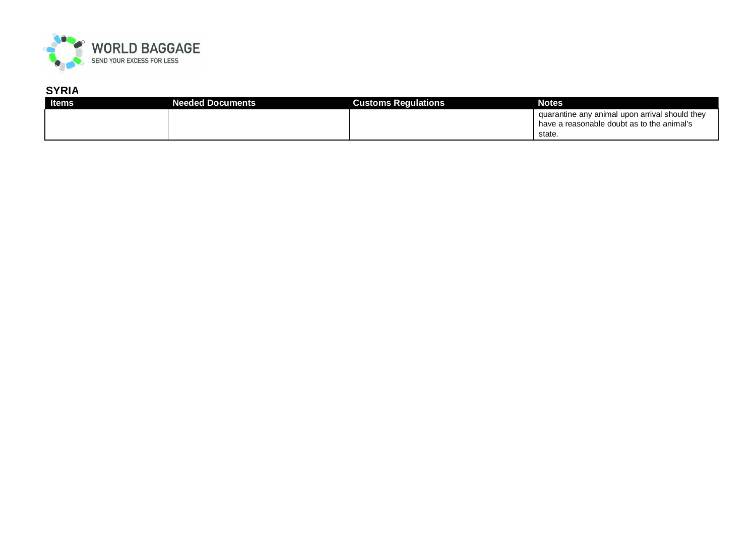## SYRIA

| Items | Needed Documents | Customs Regulations | Notes |
| --- | --- | --- | --- |
| | | | quarantine any animal upon arrival should they have a reasonable doubt as to the animal's state. |